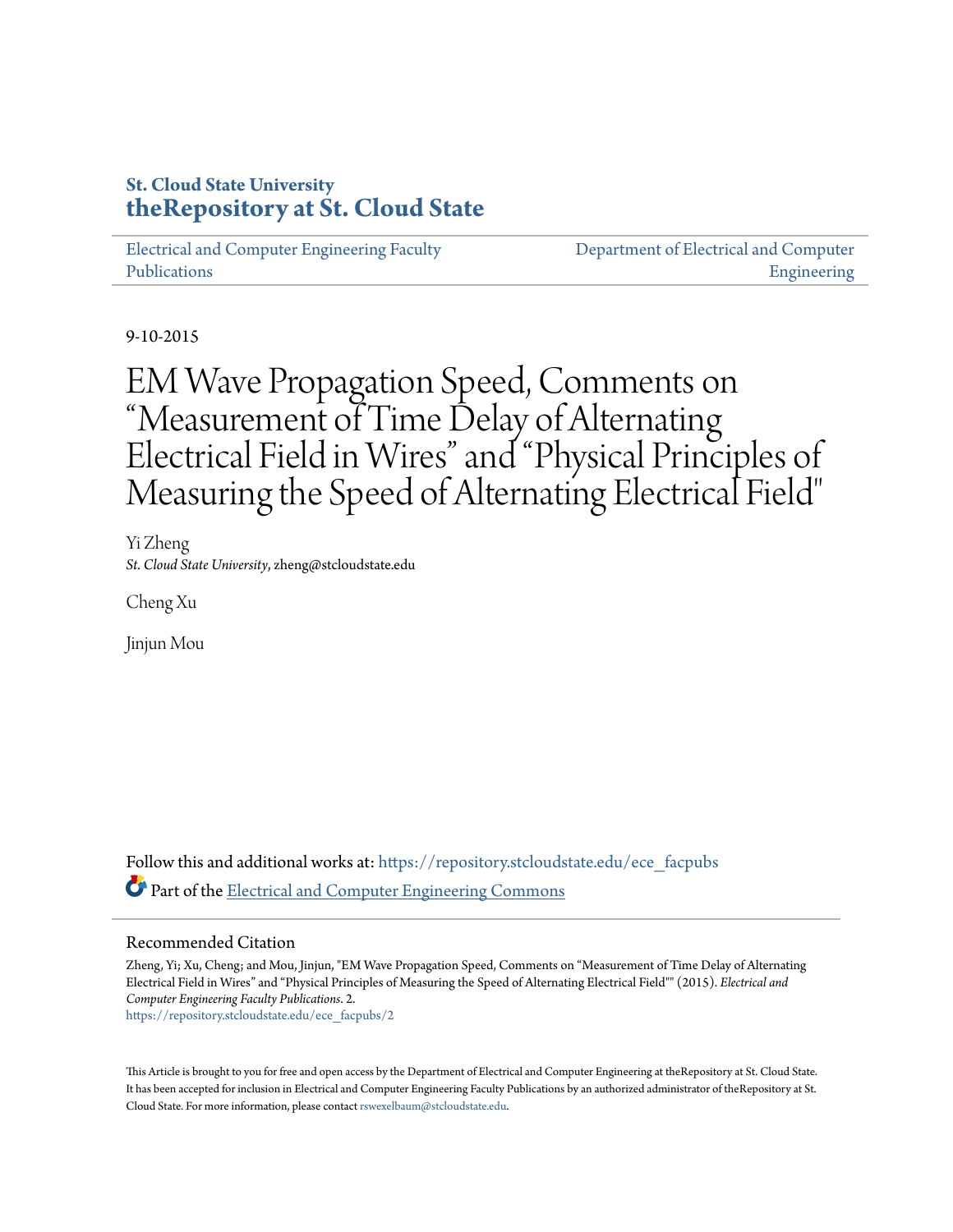**St. Cloud State University**
**theRepository at St. Cloud State**

Electrical and Computer Engineering Faculty Publications

Department of Electrical and Computer Engineering

9-10-2015

# EM Wave Propagation Speed, Comments on “Measurement of Time Delay of Alternating Electrical Field in Wires” and “Physical Principles of Measuring the Speed of Alternating Electrical Field"

Yi Zheng
*St. Cloud State University*, zheng@stcloudstate.edu

Cheng Xu

Jinjun Mou

Follow this and additional works at: https://repository.stcloudstate.edu/ece_facpubs

Part of the Electrical and Computer Engineering Commons

## Recommended Citation

Zheng, Yi; Xu, Cheng; and Mou, Jinjun, "EM Wave Propagation Speed, Comments on “Measurement of Time Delay of Alternating Electrical Field in Wires” and “Physical Principles of Measuring the Speed of Alternating Electrical Field"" (2015). *Electrical and Computer Engineering Faculty Publications*. 2.
https://repository.stcloudstate.edu/ece_facpubs/2

This Article is brought to you for free and open access by the Department of Electrical and Computer Engineering at theRepository at St. Cloud State. It has been accepted for inclusion in Electrical and Computer Engineering Faculty Publications by an authorized administrator of theRepository at St. Cloud State. For more information, please contact rswexelbaum@stcloudstate.edu.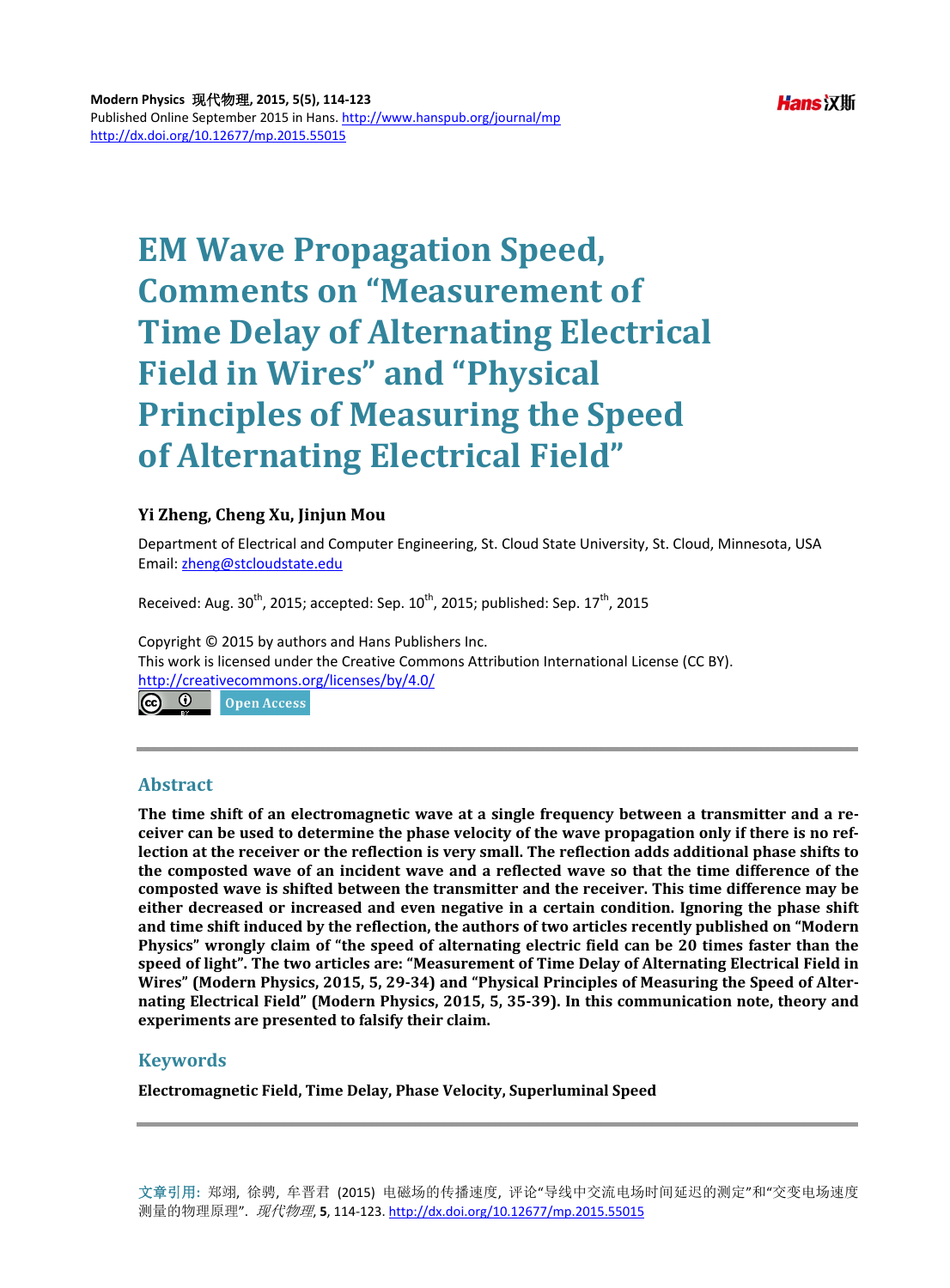# EM Wave Propagation Speed, Comments on "Measurement of Time Delay of Alternating Electrical Field in Wires" and "Physical Principles of Measuring the Speed of Alternating Electrical Field"

**Yi Zheng, Cheng Xu, Jinjun Mou**

Department of Electrical and Computer Engineering, St. Cloud State University, St. Cloud, Minnesota, USA
Email: zheng@stcloudstate.edu

Received: Aug. 30th, 2015; accepted: Sep. 10th, 2015; published: Sep. 17th, 2015

Copyright © 2015 by authors and Hans Publishers Inc.
This work is licensed under the Creative Commons Attribution International License (CC BY).
http://creativecommons.org/licenses/by/4.0/

Open Access

## Abstract

**The time shift of an electromagnetic wave at a single frequency between a transmitter and a receiver can be used to determine the phase velocity of the wave propagation only if there is no reflection at the receiver or the reflection is very small. The reflection adds additional phase shifts to the composted wave of an incident wave and a reflected wave so that the time difference of the composted wave is shifted between the transmitter and the receiver. This time difference may be either decreased or increased and even negative in a certain condition. Ignoring the phase shift and time shift induced by the reflection, the authors of two articles recently published on "Modern Physics" wrongly claim of "the speed of alternating electric field can be 20 times faster than the speed of light". The two articles are: "Measurement of Time Delay of Alternating Electrical Field in Wires" (Modern Physics, 2015, 5, 29-34) and "Physical Principles of Measuring the Speed of Alternating Electrical Field" (Modern Physics, 2015, 5, 35-39). In this communication note, theory and experiments are presented to falsify their claim.**

## Keywords

**Electromagnetic Field, Time Delay, Phase Velocity, Superluminal Speed**

文章引用: 郑翊, 徐骋, 牟晋君 (2015) 电磁场的传播速度, 评论"导线中交流电场时间延迟的测定"和"交变电场速度测量的物理原理". *现代物理*, **5**, 114-123. http://dx.doi.org/10.12677/mp.2015.55015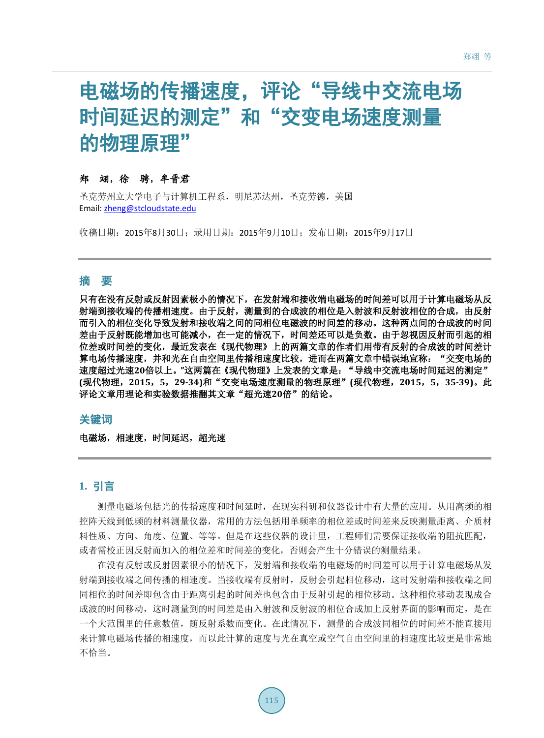# 电磁场的传播速度，评论“导线中交流电场时间延迟的测定”和“交变电场速度测量的物理原理”

**郑 翊，徐 骋，牟晋君**

圣克劳州立大学电子与计算机工程系，明尼苏达州，圣克劳德，美国
Email: zheng@stcloudstate.edu

收稿日期：2015年8月30日；录用日期：2015年9月10日；发布日期：2015年9月17日

## 摘 要

**只有在没有反射或反射因素极小的情况下，在发射端和接收端电磁场的时间差可以用于计算电磁场从反射端到接收端的传播相速度。由于反射，测量到的合成波的相位是入射波和反射波相位的合成，由反射而引入的相位变化导致发射和接收端之间的同相位电磁波的时间差的移动。这种两点间的合成波的时间差由于反射既能增加也可能减小，在一定的情况下，时间差还可以是负数。由于忽视因反射而引起的相位差或时间差的变化，最近发表在《现代物理》上的两篇文章的作者们用带有反射的合成波的时间差计算电场传播速度，并和光在自由空间里传播相速度比较，进而在两篇文章中错误地宣称：“交变电场的速度超过光速20倍以上。”这两篇在《现代物理》上发表的文章是：“导线中交流电场时间延迟的测定”(现代物理，2015，5，29-34)和“交变电场速度测量的物理原理”(现代物理，2015，5，35-39)。此评论文章用理论和实验数据推翻其文章“超光速20倍”的结论。**

## 关键词

**电磁场，相速度，时间延迟，超光速**

## 1. 引言

测量电磁场包括光的传播速度和时间延时，在现实科研和仪器设计中有大量的应用。从用高频的相控阵天线到低频的材料测量仪器，常用的方法包括用单频率的相位差或时间差来反映测量距离、介质材料性质、方向、角度、位置、等等。但是在这些仪器的设计里，工程师们需要保证接收端的阻抗匹配，或者需校正因反射而加入的相位差和时间差的变化，否则会产生十分错误的测量结果。

在没有反射或反射因素很小的情况下，发射端和接收端的电磁场的时间差可以用于计算电磁场从发射端到接收端之间传播的相速度。当接收端有反射时，反射会引起相位移动，这时发射端和接收端之间同相位的时间差即包含由于距离引起的时间差也包含由于反射引起的相位移动。这种相位移动表现成合成波的时间移动，这时测量到的时间差是由入射波和反射波的相位合成加上反射界面的影响而定，是在一个大范围里的任意数值，随反射系数而变化。在此情况下，测量的合成波同相位的时间差不能直接用来计算电磁场传播的相速度，而以此计算的速度与光在真空或空气自由空间里的相速度比较更是非常地不恰当。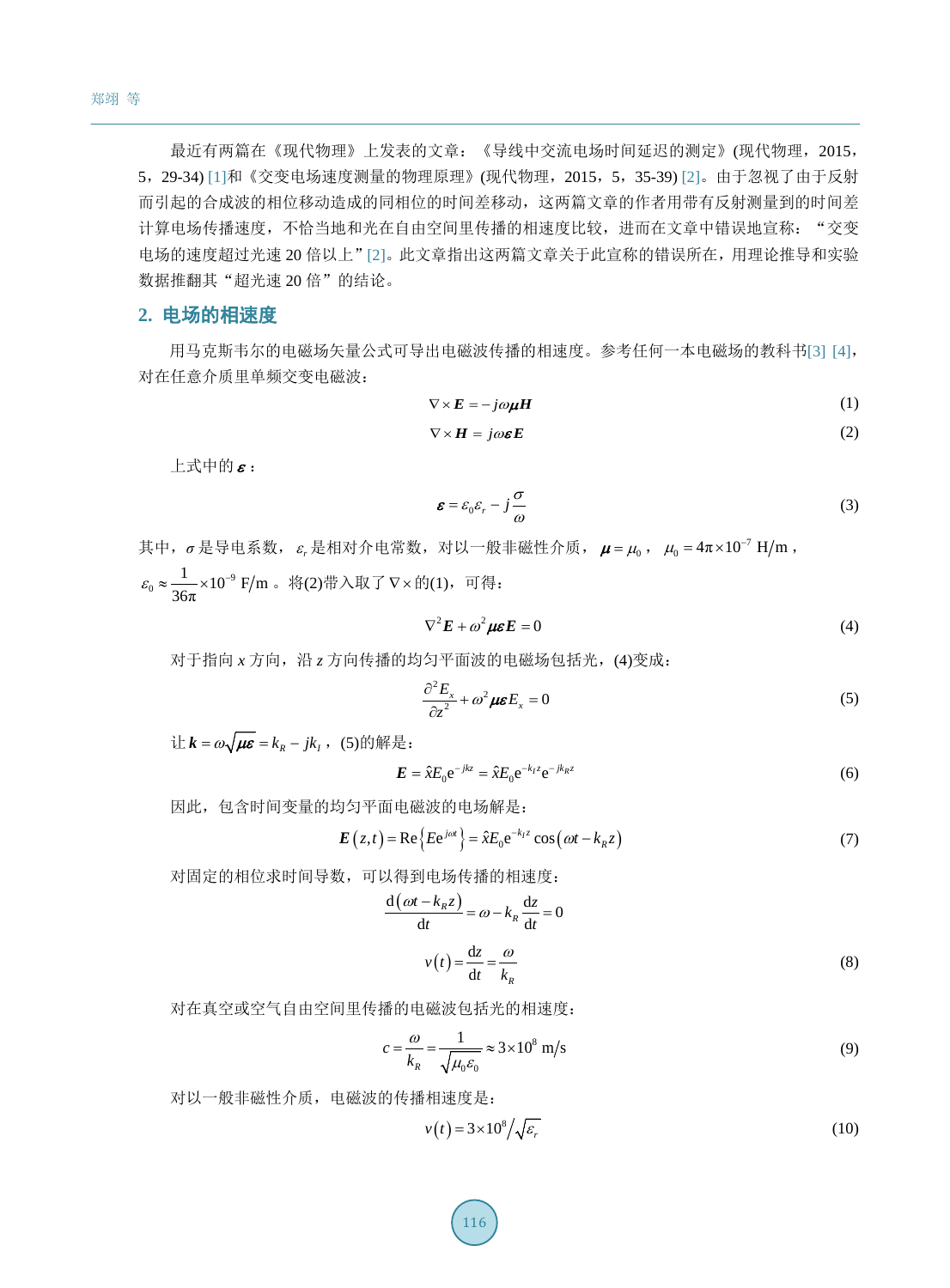最近有两篇在《现代物理》上发表的文章：《导线中交流电场时间延迟的测定》(现代物理，2015，5，29-34) [1]和《交变电场速度测量的物理原理》(现代物理，2015，5，35-39) [2]。由于忽视了由于反射而引起的合成波的相位移动造成的同相位的时间差移动，这两篇文章的作者用带有反射测量到的时间差计算电场传播速度，不恰当地和光在自由空间里传播的相速度比较，进而在文章中错误地宣称：“交变电场的速度超过光速 20 倍以上”[2]。此文章指出这两篇文章关于此宣称的错误所在，用理论推导和实验数据推翻其“超光速 20 倍”的结论。

## 2. 电场的相速度

用马克斯韦尔的电磁场矢量公式可导出电磁波传播的相速度。参考任何一本电磁场的教科书[3] [4]，对在任意介质里单频交变电磁波：

$$\nabla\times\boldsymbol{E}=-j\omega\boldsymbol{\mu}\boldsymbol{H} \tag{1}$$

$$\nabla\times\boldsymbol{H}=j\omega\boldsymbol{\varepsilon}\boldsymbol{E} \tag{2}$$

上式中的 $\boldsymbol{\varepsilon}$：

$$\boldsymbol{\varepsilon}=\varepsilon_0\varepsilon_r-j\frac{\sigma}{\omega} \tag{3}$$

其中，$\sigma$ 是导电系数，$\varepsilon_r$ 是相对介电常数，对以一般非磁性介质，$\boldsymbol{\mu}=\mu_0$，$\mu_0=4\pi\times10^{-7}\ \text{H/m}$，$\varepsilon_0\approx\dfrac{1}{36\pi}\times10^{-9}\ \text{F/m}$。将(2)带入取了 $\nabla\times$ 的(1)，可得：

$$\nabla^2\boldsymbol{E}+\omega^2\boldsymbol{\mu}\boldsymbol{\varepsilon}\boldsymbol{E}=0 \tag{4}$$

对于指向 $x$ 方向，沿 $z$ 方向传播的均匀平面波的电磁场包括光，(4)变成：

$$\frac{\partial^2E_x}{\partial z^2}+\omega^2\boldsymbol{\mu}\boldsymbol{\varepsilon}E_x=0 \tag{5}$$

让 $\boldsymbol{k}=\omega\sqrt{\boldsymbol{\mu}\boldsymbol{\varepsilon}}=k_R-jk_I$，(5)的解是：

$$\boldsymbol{E}=\hat{x}E_0\mathrm{e}^{-jkz}=\hat{x}E_0\mathrm{e}^{-k_Iz}\mathrm{e}^{-jk_Rz} \tag{6}$$

因此，包含时间变量的均匀平面电磁波的电场解是：

$$\boldsymbol{E}(z,t)=\mathrm{Re}\left\{E\mathrm{e}^{j\omega t}\right\}=\hat{x}E_0\mathrm{e}^{-k_Iz}\cos\left(\omega t-k_Rz\right) \tag{7}$$

对固定的相位求时间导数，可以得到电场传播的相速度：

$$\frac{\mathrm{d}\left(\omega t-k_Rz\right)}{\mathrm{d}t}=\omega-k_R\frac{\mathrm{d}z}{\mathrm{d}t}=0$$

$$v(t)=\frac{\mathrm{d}z}{\mathrm{d}t}=\frac{\omega}{k_R} \tag{8}$$

对在真空或空气自由空间里传播的电磁波包括光的相速度：

$$c=\frac{\omega}{k_R}=\frac{1}{\sqrt{\mu_0\varepsilon_0}}\approx3\times10^8\ \text{m/s} \tag{9}$$

对以一般非磁性介质，电磁波的传播相速度是：

$$v(t)=3\times10^8\Big/\sqrt{\varepsilon_r} \tag{10}$$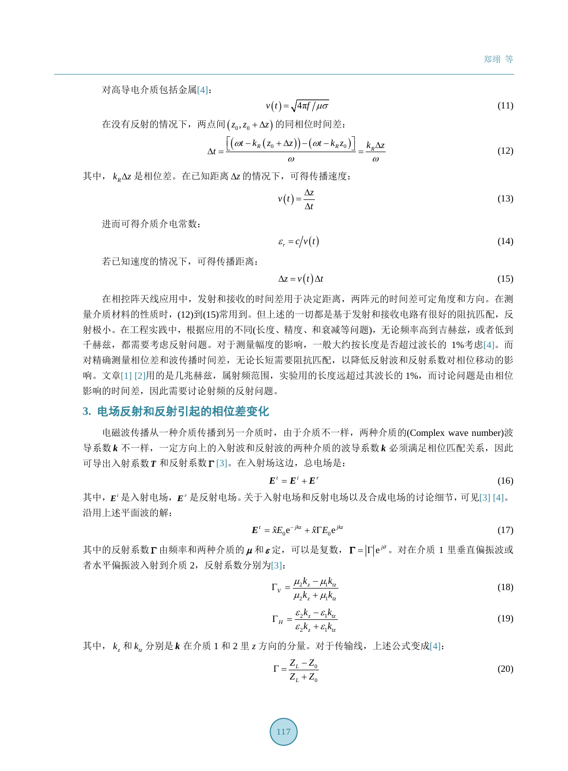对高导电介质包括金属[4]：

$$v(t)=\sqrt{4\pi f/\mu\sigma} \tag{11}$$

在没有反射的情况下，两点间 $(z_0, z_0+\Delta z)$ 的同相位时间差：

$$\Delta t=\frac{\left[\left(\omega t-k_R\left(z_0+\Delta z\right)\right)-\left(\omega t-k_R z_0\right)\right]}{\omega}=\frac{k_R\Delta z}{\omega} \tag{12}$$

其中，$k_R\Delta z$ 是相位差。在已知距离 $\Delta z$ 的情况下，可得传播速度：

$$v(t)=\frac{\Delta z}{\Delta t} \tag{13}$$

进而可得介质介电常数：

$$\varepsilon_r=c/v(t) \tag{14}$$

若已知速度的情况下，可得传播距离：

$$\Delta z=v(t)\Delta t \tag{15}$$

在相控阵天线应用中，发射和接收的时间差用于决定距离，两阵元的时间差可定角度和方向。在测量介质材料的性质时，(12)到(15)常用到。但上述的一切都是基于发射和接收电路有很好的阻抗匹配，反射极小。在工程实践中，根据应用的不同(长度、精度、和衰减等问题)，无论频率高到吉赫兹，或者低到千赫兹，都需要考虑反射问题。对于测量幅度的影响，一般大约按长度是否超过波长的 1%考虑[4]。而对精确测量相位差和波传播时间差，无论长短需要阻抗匹配，以降低反射波和反射系数对相位移动的影响。文章[1] [2]用的是几兆赫兹，属射频范围，实验用的长度远超过其波长的 1%，而讨论问题是由相位影响的时间差，因此需要讨论射频的反射问题。

## 3. 电场反射和反射引起的相位差变化

电磁波传播从一种介质传播到另一介质时，由于介质不一样，两种介质的(Complex wave number)波导系数 $\boldsymbol{k}$ 不一样，一定方向上的入射波和反射波的两种介质的波导系数 $\boldsymbol{k}$ 必须满足相位匹配关系，因此可导出入射系数 $\boldsymbol{T}$ 和反射系数 $\boldsymbol{\Gamma}$ [3]。在入射场这边，总电场是：

$$\boldsymbol{E}^t=\boldsymbol{E}^i+\boldsymbol{E}^r \tag{16}$$

其中，$\boldsymbol{E}^i$ 是入射电场，$\boldsymbol{E}^r$ 是反射电场。关于入射电场和反射电场以及合成电场的讨论细节，可见[3] [4]。沿用上述平面波的解：

$$\boldsymbol{E}^t=\hat{x}E_0\mathrm{e}^{-jkz}+\hat{x}\Gamma E_0\mathrm{e}^{jkz} \tag{17}$$

其中的反射系数 $\boldsymbol{\Gamma}$ 由频率和两种介质的 $\boldsymbol{\mu}$ 和 $\boldsymbol{\varepsilon}$ 定，可以是复数，$\boldsymbol{\Gamma}=|\Gamma|\mathrm{e}^{j\theta}$。对在介质 1 里垂直偏振波或者水平偏振波入射到介质 2，反射系数分别为[3]：

$$\Gamma_V=\frac{\mu_2k_z-\mu_1k_{tz}}{\mu_2k_z+\mu_1k_{tz}} \tag{18}$$

$$\Gamma_H=\frac{\varepsilon_2k_z-\varepsilon_1k_{tz}}{\varepsilon_2k_z+\varepsilon_1k_{tz}} \tag{19}$$

其中，$k_z$ 和 $k_{tz}$ 分别是 $\boldsymbol{k}$ 在介质 1 和 2 里 $z$ 方向的分量。对于传输线，上述公式变成[4]：

$$\Gamma=\frac{Z_L-Z_0}{Z_L+Z_0} \tag{20}$$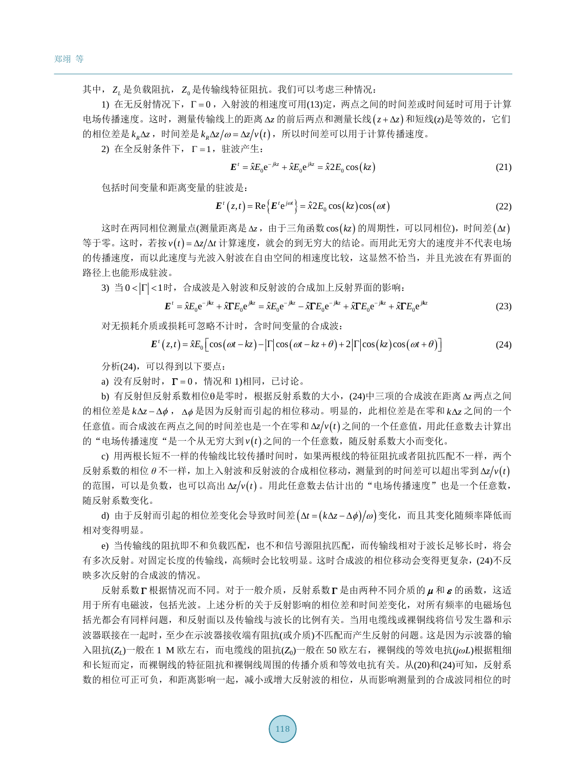其中，$Z_L$ 是负载阻抗，$Z_0$ 是传输线特征阻抗。我们可以考虑三种情况：

1) 在无反射情况下，$\Gamma = 0$，入射波的相速度可用(13)定，两点之间的时间差或时间延时可用于计算电场传播速度。这时，测量传输线上的距离 $\Delta z$ 的前后两点和测量长线 $(z+\Delta z)$ 和短线(z)是等效的，它们的相位差是 $k_R \Delta z$，时间差是 $k_R \Delta z/\omega = \Delta z/v(t)$，所以时间差可以用于计算传播速度。

2) 在全反射条件下，$\Gamma = 1$，驻波产生：

$$\boldsymbol{E}^t = \hat{x}E_0 \mathrm{e}^{-jkz} + \hat{x}E_0 \mathrm{e}^{jkz} = \hat{x}2E_0 \cos(kz) \tag{21}$$

包括时间变量和距离变量的驻波是：

$$\boldsymbol{E}^t(z,t) = \mathrm{Re}\left\{\boldsymbol{E}^t \mathrm{e}^{j\omega t}\right\} = \hat{x}2E_0 \cos(kz)\cos(\omega t) \tag{22}$$

这时在两同相位测量点(测量距离是 $\Delta z$，由于三角函数 $\cos(kz)$ 的周期性，可以同相位)，时间差 $(\Delta t)$ 等于零。这时，若按 $v(t) = \Delta z/\Delta t$ 计算速度，就会的到无穷大的结论。而用此无穷大的速度并不代表电场的传播速度，而以此速度与光波入射波在自由空间的相速度比较，这显然不恰当，并且光波在有界面的路径上也能形成驻波。

3) 当 $0 < |\Gamma| < 1$ 时，合成波是入射波和反射波的合成加上反射界面的影响：

$$\boldsymbol{E}^t = \hat{x}E_0 \mathrm{e}^{-jkz} + \hat{x}\Gamma E_0 \mathrm{e}^{jkz} = \hat{x}E_0 \mathrm{e}^{-jkz} - \hat{x}\Gamma E_0 \mathrm{e}^{-jkz} + \hat{x}\Gamma E_0 \mathrm{e}^{-jkz} + \hat{x}\Gamma E_0 \mathrm{e}^{jkz} \tag{23}$$

对无損耗介质或损耗可忽略不计时，含时间变量的合成波：

$$\boldsymbol{E}^t(z,t) = \hat{x}E_0\left[\cos(\omega t - kz) - |\Gamma|\cos(\omega t - kz + \theta) + 2|\Gamma|\cos(kz)\cos(\omega t + \theta)\right] \tag{24}$$

分析(24)，可以得到以下要点：

a) 没有反射时，$\boldsymbol{\Gamma} = 0$，情况和 1)相同，已讨论。

b) 有反射但反射系数相位θ是零时，根据反射系数的大小，(24)中三项的合成波在距离 $\Delta z$ 两点之间的相位差是 $k\Delta z - \Delta\phi$，$\Delta\phi$ 是因为反射而引起的相位移动。明显的，此相位差是在零和 $k\Delta z$ 之间的一个任意值。而合成波在两点之间的时间差也是一个在零和 $\Delta z/v(t)$ 之间的一个任意值，用此任意数去计算出的“电场传播速度“是一个从无穷大到 $v(t)$ 之间的一个任意数，随反射系数大小而变化。

c) 用两根长短不一样的传输线比较传播时间时，如果两根线的特征阻抗或者阻抗匹配不一样，两个反射系数的相位 $\theta$ 不一样，加上入射波和反射波的合成相位移动，测量到的时间差可以超出零到 $\Delta z/v(t)$ 的范围，可以是负数，也可以高出 $\Delta z/v(t)$。用此任意数去估计出的“电场传播速度”也是一个任意数，随反射系数变化。

d) 由于反射而引起的相位差变化会导致时间差 $(\Delta t = (k\Delta z - \Delta\phi)/\omega)$ 变化，而且其变化随频率降低而相对变得明显。

e) 当传输线的阻抗即不和负载匹配，也不和信号源阻抗匹配，而传输线相对于波长足够长时，将会有多次反射。对固定长度的传输线，高频时会比较明显。这时合成波的相位移动会变得更复杂，(24)不反映多次反射的合成波的情况。

反射系数 $\boldsymbol{\Gamma}$ 根据情况而不同。对于一般介质，反射系数 $\boldsymbol{\Gamma}$ 是由两种不同介质的 $\boldsymbol{\mu}$ 和 $\boldsymbol{\varepsilon}$ 的函数，这适用于所有电磁波，包括光波。上述分析的关于反射影响的相位差和时间差变化，对所有频率的电磁场包括光都会有同样问题，和反射面以及传输线与波长的比例有关。当用电缆线或裸铜线将信号发生器和示波器联接在一起时，至少在示波器接收端有阻抗(或介质)不匹配而产生反射的问题。这是因为示波器的输入阻抗($Z_L$)一般在 1 M 欧左右，而电缆线的阻抗($Z_0$)一般在 50 欧左右，裸铜线的等效电抗($j\omega L$)根据粗细和长短而定，而裸铜线的特征阻抗和裸铜线周围的传播介质和等效电抗有关。从(20)和(24)可知，反射系数的相位可正可负，和距离影响一起，减小或增大反射波的相位，从而影响测量到的合成波同相位的时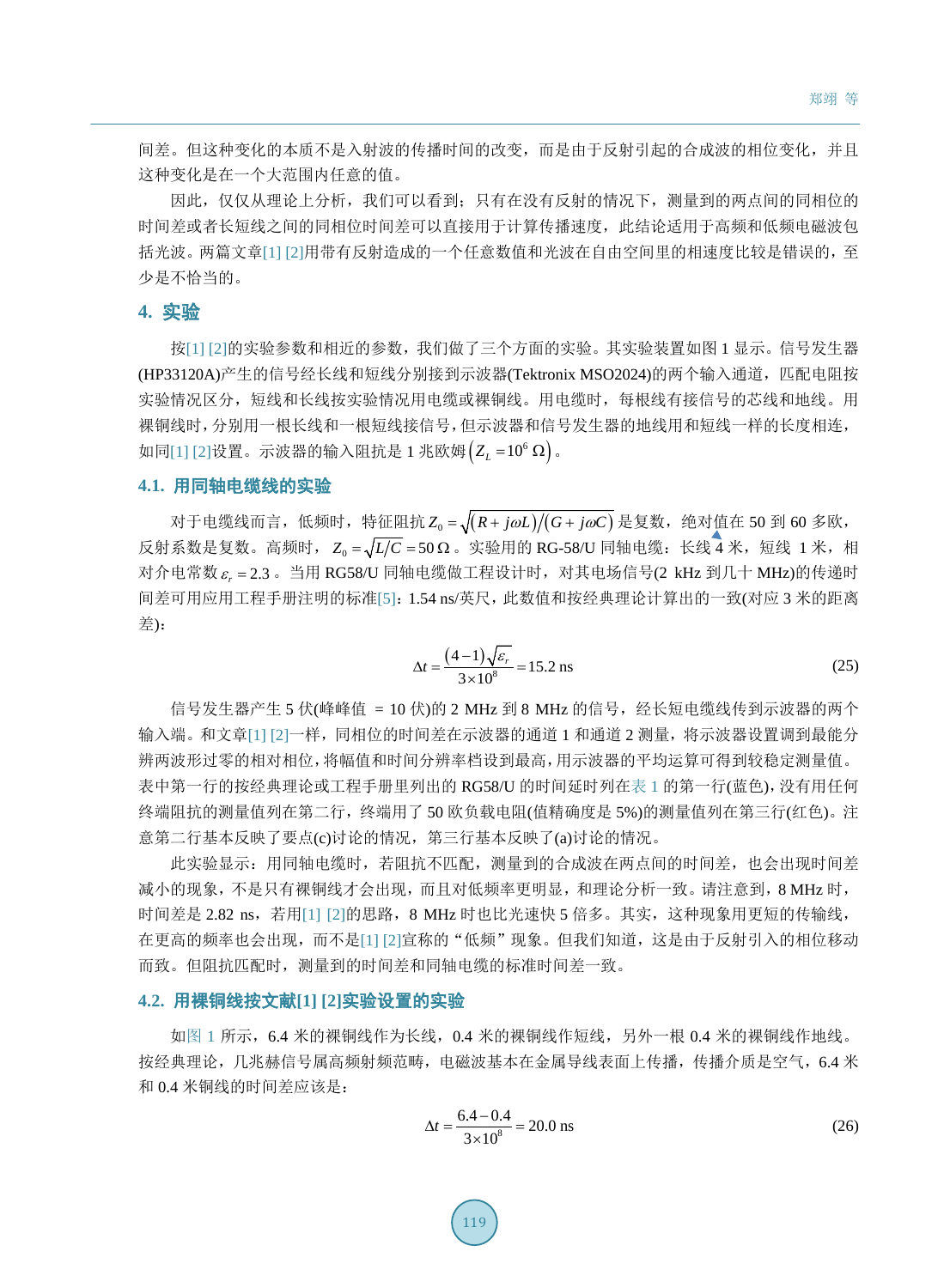间差。但这种变化的本质不是入射波的传播时间的改变，而是由于反射引起的合成波的相位变化，并且这种变化是在一个大范围内任意的值。

因此，仅仅从理论上分析，我们可以看到；只有在没有反射的情况下，测量到的两点间的同相位的时间差或者长短线之间的同相位时间差可以直接用于计算传播速度，此结论适用于高频和低频电磁波包括光波。两篇文章[1] [2]用带有反射造成的一个任意数值和光波在自由空间里的相速度比较是错误的，至少是不恰当的。

## 4. 实验

按[1] [2]的实验参数和相近的参数，我们做了三个方面的实验。其实验装置如图 1 显示。信号发生器(HP33120A)产生的信号经长线和短线分别接到示波器(Tektronix MSO2024)的两个输入通道，匹配电阻按实验情况区分，短线和长线按实验情况用电缆或裸铜线。用电缆时，每根线有接信号的芯线和地线。用裸铜线时，分别用一根长线和一根短线接信号，但示波器和信号发生器的地线用和短线一样的长度相连，如同[1] [2]设置。示波器的输入阻抗是 1 兆欧姆 $\left(Z_L = 10^6\ \Omega\right)$。

### 4.1. 用同轴电缆线的实验

对于电缆线而言，低频时，特征阻抗 $Z_0 = \sqrt{(R + j\omega L)/(G + j\omega C)}$ 是复数，绝对值在 50 到 60 多欧，反射系数是复数。高频时，$Z_0 = \sqrt{L/C} = 50\ \Omega$。实验用的 RG-58/U 同轴电缆：长线 4 米，短线 1 米，相对介电常数 $\varepsilon_r = 2.3$。当用 RG58/U 同轴电缆做工程设计时，对其电场信号(2 kHz 到几十 MHz)的传递时间差可用应用工程手册注明的标准[5]：1.54 ns/英尺，此数值和按经典理论计算出的一致(对应 3 米的距离差)：

$$\Delta t = \frac{(4-1)\sqrt{\varepsilon_r}}{3\times 10^8} = 15.2\ \text{ns} \tag{25}$$

信号发生器产生 5 伏(峰峰值 = 10 伏)的 2 MHz 到 8 MHz 的信号，经长短电缆线传到示波器的两个输入端。和文章[1] [2]一样，同相位的时间差在示波器的通道 1 和通道 2 测量，将示波器设置调到最能分辨两波形过零的相对相位，将幅值和时间分辨率档设到最高，用示波器的平均运算可得到较稳定测量值。表中第一行的按经典理论或工程手册里列出的 RG58/U 的时间延时列在表 1 的第一行(蓝色)，没有用任何终端阻抗的测量值列在第二行，终端用了 50 欧负载电阻(值精确度是 5%)的测量值列在第三行(红色)。注意第二行基本反映了要点(c)讨论的情况，第三行基本反映了(a)讨论的情况。

此实验显示：用同轴电缆时，若阻抗不匹配，测量到的合成波在两点间的时间差，也会出现时间差减小的现象，不是只有裸铜线才会出现，而且对低频率更明显，和理论分析一致。请注意到，8 MHz 时，时间差是 2.82 ns，若用[1] [2]的思路，8 MHz 时也比光速快 5 倍多。其实，这种现象用更短的传输线，在更高的频率也会出现，而不是[1] [2]宣称的“低频”现象。但我们知道，这是由于反射引入的相位移动而致。但阻抗匹配时，测量到的时间差和同轴电缆的标准时间差一致。

### 4.2. 用裸铜线按文献[1] [2]实验设置的实验

如图 1 所示，6.4 米的裸铜线作为长线，0.4 米的裸铜线作短线，另外一根 0.4 米的裸铜线作地线。按经典理论，几兆赫信号属高频射频范畴，电磁波基本在金属导线表面上传播，传播介质是空气，6.4 米和 0.4 米铜线的时间差应该是：

$$\Delta t = \frac{6.4 - 0.4}{3\times 10^8} = 20.0\ \text{ns} \tag{26}$$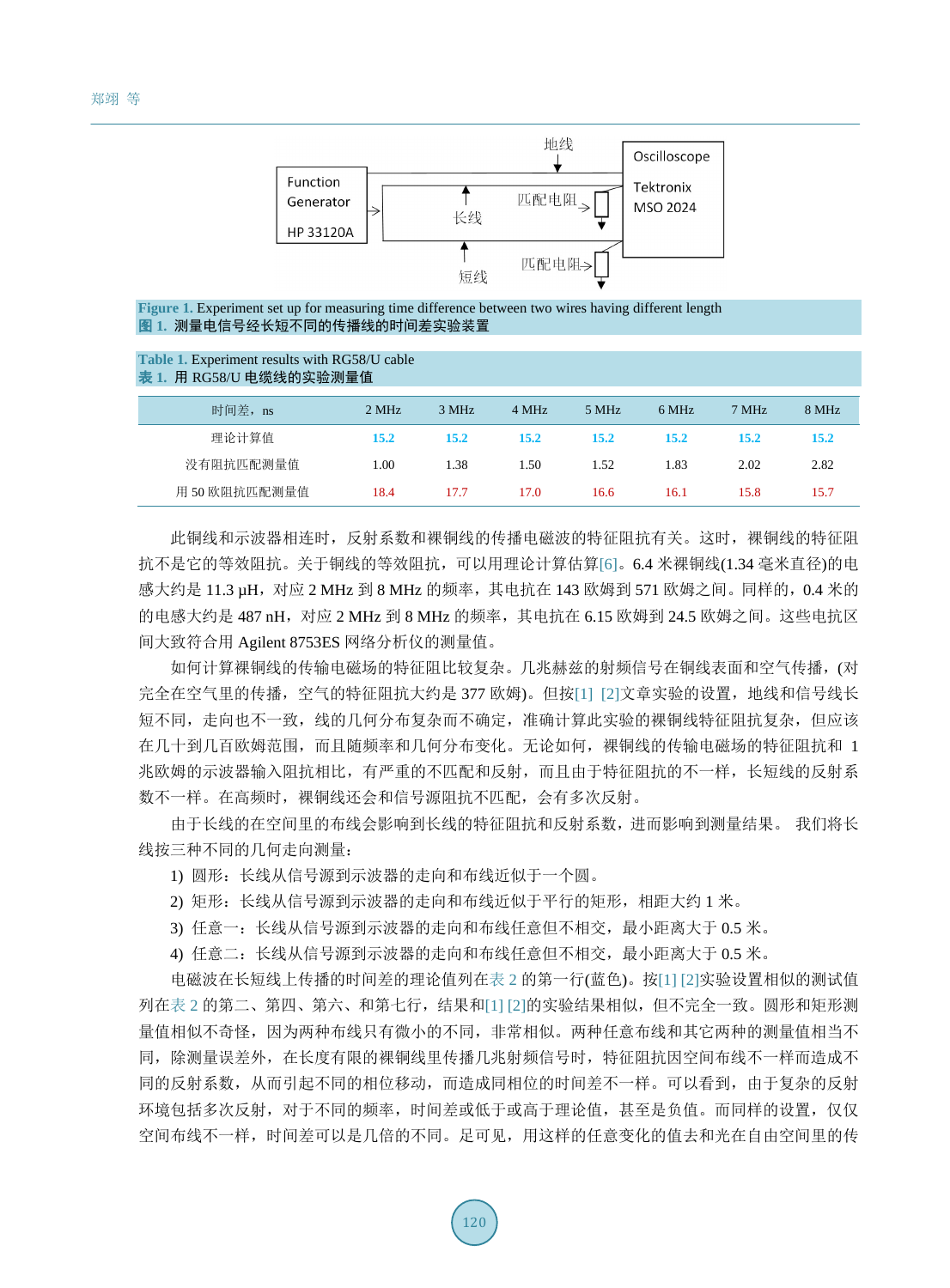Figure 1. Experiment set up for measuring time difference between two wires having different length
图 1. 测量电信号经长短不同的传播线的时间差实验装置

Table 1. Experiment results with RG58/U cable
表 1. 用 RG58/U 电缆线的实验测量值

| 时间差，ns | 2 MHz | 3 MHz | 4 MHz | 5 MHz | 6 MHz | 7 MHz | 8 MHz |
|---|---|---|---|---|---|---|---|
| 理论计算值 | 15.2 | 15.2 | 15.2 | 15.2 | 15.2 | 15.2 | 15.2 |
| 没有阻抗匹配测量值 | 1.00 | 1.38 | 1.50 | 1.52 | 1.83 | 2.02 | 2.82 |
| 用 50 欧阻抗匹配测量值 | 18.4 | 17.7 | 17.0 | 16.6 | 16.1 | 15.8 | 15.7 |

此铜线和示波器相连时，反射系数和裸铜线的传播电磁波的特征阻抗有关。这时，裸铜线的特征阻抗不是它的等效阻抗。关于铜线的等效阻抗，可以用理论计算估算[6]。6.4 米裸铜线(1.34 毫米直径)的电感大约是 11.3 μH，对应 2 MHz 到 8 MHz 的频率，其电抗在 143 欧姆到 571 欧姆之间。同样的，0.4 米的的电感大约是 487 nH，对应 2 MHz 到 8 MHz 的频率，其电抗在 6.15 欧姆到 24.5 欧姆之间。这些电抗区间大致符合用 Agilent 8753ES 网络分析仪的测量值。

如何计算裸铜线的传输电磁场的特征阻比较复杂。几兆赫兹的射频信号在铜线表面和空气传播，(对完全在空气里的传播，空气的特征阻抗大约是 377 欧姆)。但按[1] [2]文章实验的设置，地线和信号线长短不同，走向也不一致，线的几何分布复杂而不确定，准确计算此实验的裸铜线特征阻抗复杂，但应该在几十到几百欧姆范围，而且随频率和几何分布变化。无论如何，裸铜线的传输电磁场的特征阻抗和 1 兆欧姆的示波器输入阻抗相比，有严重的不匹配和反射，而且由于特征阻抗的不一样，长短线的反射系数不一样。在高频时，裸铜线还会和信号源阻抗不匹配，会有多次反射。

由于长线的在空间里的布线会影响到长线的特征阻抗和反射系数，进而影响到测量结果。 我们将长线按三种不同的几何走向测量：

1) 圆形：长线从信号源到示波器的走向和布线近似于一个圆。
2) 矩形：长线从信号源到示波器的走向和布线近似于平行的矩形，相距大约 1 米。
3) 任意一：长线从信号源到示波器的走向和布线任意但不相交，最小距离大于 0.5 米。
4) 任意二：长线从信号源到示波器的走向和布线任意但不相交，最小距离大于 0.5 米。

电磁波在长短线上传播的时间差的理论值列在表 2 的第一行(蓝色)。按[1] [2]实验设置相似的测试值列在表 2 的第二、第四、第六、和第七行，结果和[1] [2]的实验结果相似，但不完全一致。圆形和矩形测量值相似不奇怪，因为两种布线只有微小的不同，非常相似。两种任意布线和其它两种的测量值相当不同，除测量误差外，在长度有限的裸铜线里传播几兆射频信号时，特征阻抗因空间布线不一样而造成不同的反射系数，从而引起不同的相位移动，而造成同相位的时间差不一样。可以看到，由于复杂的反射环境包括多次反射，对于不同的频率，时间差或低于或高于理论值，甚至是负值。而同样的设置，仅仅空间布线不一样，时间差可以是几倍的不同。足可见，用这样的任意变化的值去和光在自由空间里的传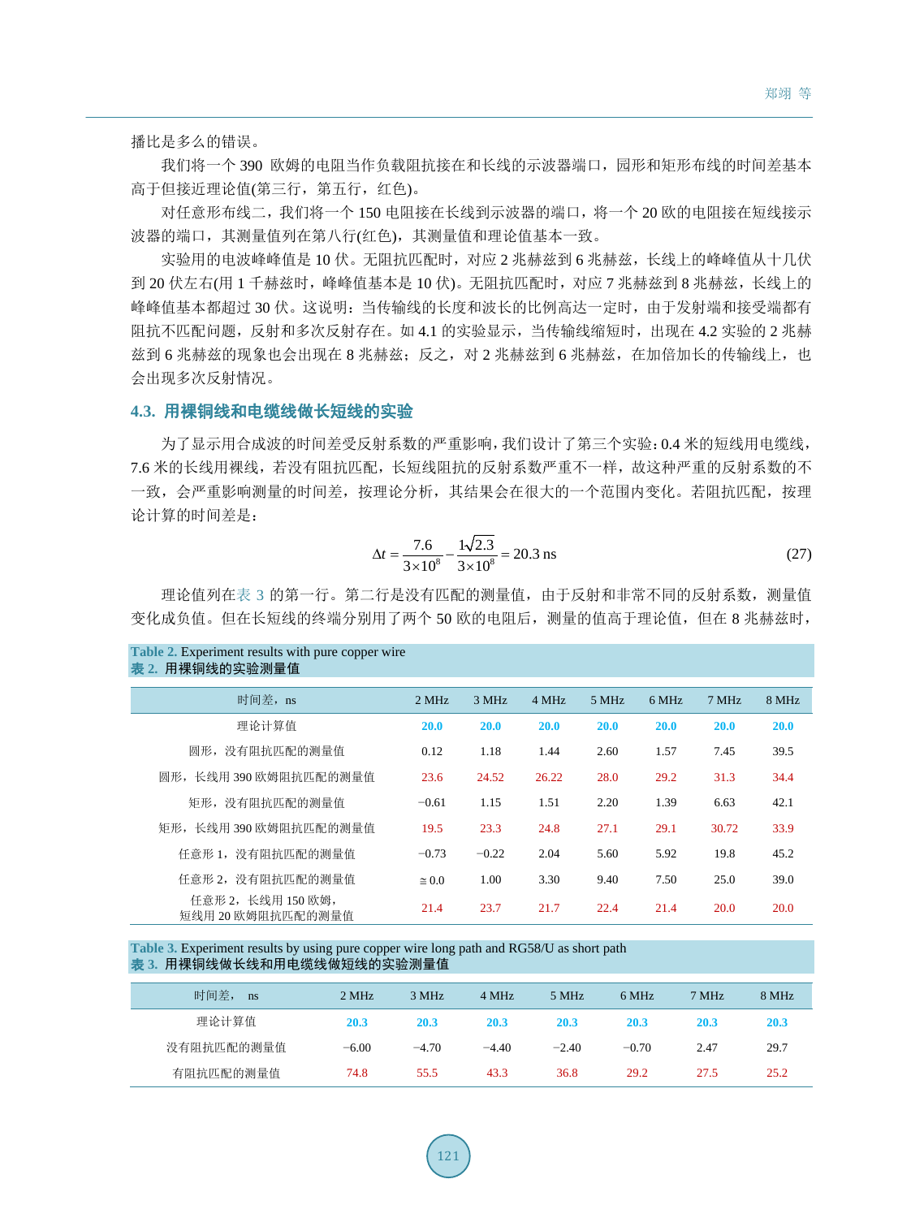播比是多么的错误。

我们将一个 390 欧姆的电阻当作负载阻抗接在和长线的示波器端口，园形和矩形布线的时间差基本高于但接近理论值(第三行，第五行，红色)。

对任意形布线二，我们将一个 150 电阻接在长线到示波器的端口，将一个 20 欧的电阻接在短线接示波器的端口，其测量值列在第八行(红色)，其测量值和理论值基本一致。

实验用的电波峰峰值是 10 伏。无阻抗匹配时，对应 2 兆赫兹到 6 兆赫兹，长线上的峰峰值从十几伏到 20 伏左右(用 1 千赫兹时，峰峰值基本是 10 伏)。无阻抗匹配时，对应 7 兆赫兹到 8 兆赫兹，长线上的峰峰值基本都超过 30 伏。这说明：当传输线的长度和波长的比例高达一定时，由于发射端和接受端都有阻抗不匹配问题，反射和多次反射存在。如 4.1 的实验显示，当传输线缩短时，出现在 4.2 实验的 2 兆赫兹到 6 兆赫兹的现象也会出现在 8 兆赫兹；反之，对 2 兆赫兹到 6 兆赫兹，在加倍加长的传输线上，也会出现多次反射情况。

## 4.3. 用裸铜线和电缆线做长短线的实验

为了显示用合成波的时间差受反射系数的严重影响，我们设计了第三个实验：0.4 米的短线用电缆线，7.6 米的长线用裸线，若没有阻抗匹配，长短线阻抗的反射系数严重不一样，故这种严重的反射系数的不一致，会严重影响测量的时间差，按理论分析，其结果会在很大的一个范围内变化。若阻抗匹配，按理论计算的时间差是：

$$\Delta t = \frac{7.6}{3\times10^{8}} - \frac{1\sqrt{2.3}}{3\times10^{8}} = 20.3\ \text{ns} \tag{27}$$

理论值列在表 3 的第一行。第二行是没有匹配的测量值，由于反射和非常不同的反射系数，测量值变化成负值。但在长短线的终端分别用了两个 50 欧的电阻后，测量的值高于理论值，但在 8 兆赫兹时，

**Table 2.** Experiment results with pure copper wire
**表 2.** 用裸铜线的实验测量值

| 时间差，ns | 2 MHz | 3 MHz | 4 MHz | 5 MHz | 6 MHz | 7 MHz | 8 MHz |
|---|---|---|---|---|---|---|---|
| 理论计算值 | 20.0 | 20.0 | 20.0 | 20.0 | 20.0 | 20.0 | 20.0 |
| 圆形，没有阻抗匹配的测量值 | 0.12 | 1.18 | 1.44 | 2.60 | 1.57 | 7.45 | 39.5 |
| 圆形，长线用 390 欧姆阻抗匹配的测量值 | 23.6 | 24.52 | 26.22 | 28.0 | 29.2 | 31.3 | 34.4 |
| 矩形，没有阻抗匹配的测量值 | −0.61 | 1.15 | 1.51 | 2.20 | 1.39 | 6.63 | 42.1 |
| 矩形，长线用 390 欧姆阻抗匹配的测量值 | 19.5 | 23.3 | 24.8 | 27.1 | 29.1 | 30.72 | 33.9 |
| 任意形 1，没有阻抗匹配的测量值 | −0.73 | −0.22 | 2.04 | 5.60 | 5.92 | 19.8 | 45.2 |
| 任意形 2，没有阻抗匹配的测量值 | ≅ 0.0 | 1.00 | 3.30 | 9.40 | 7.50 | 25.0 | 39.0 |
| 任意形 2，长线用 150 欧姆，短线用 20 欧姆阻抗匹配的测量值 | 21.4 | 23.7 | 21.7 | 22.4 | 21.4 | 20.0 | 20.0 |

**Table 3.** Experiment results by using pure copper wire long path and RG58/U as short path
**表 3.** 用裸铜线做长线和用电缆线做短线的实验测量值

| 时间差， ns | 2 MHz | 3 MHz | 4 MHz | 5 MHz | 6 MHz | 7 MHz | 8 MHz |
|---|---|---|---|---|---|---|---|
| 理论计算值 | 20.3 | 20.3 | 20.3 | 20.3 | 20.3 | 20.3 | 20.3 |
| 没有阻抗匹配的测量值 | −6.00 | −4.70 | −4.40 | −2.40 | −0.70 | 2.47 | 29.7 |
| 有阻抗匹配的测量值 | 74.8 | 55.5 | 43.3 | 36.8 | 29.2 | 27.5 | 25.2 |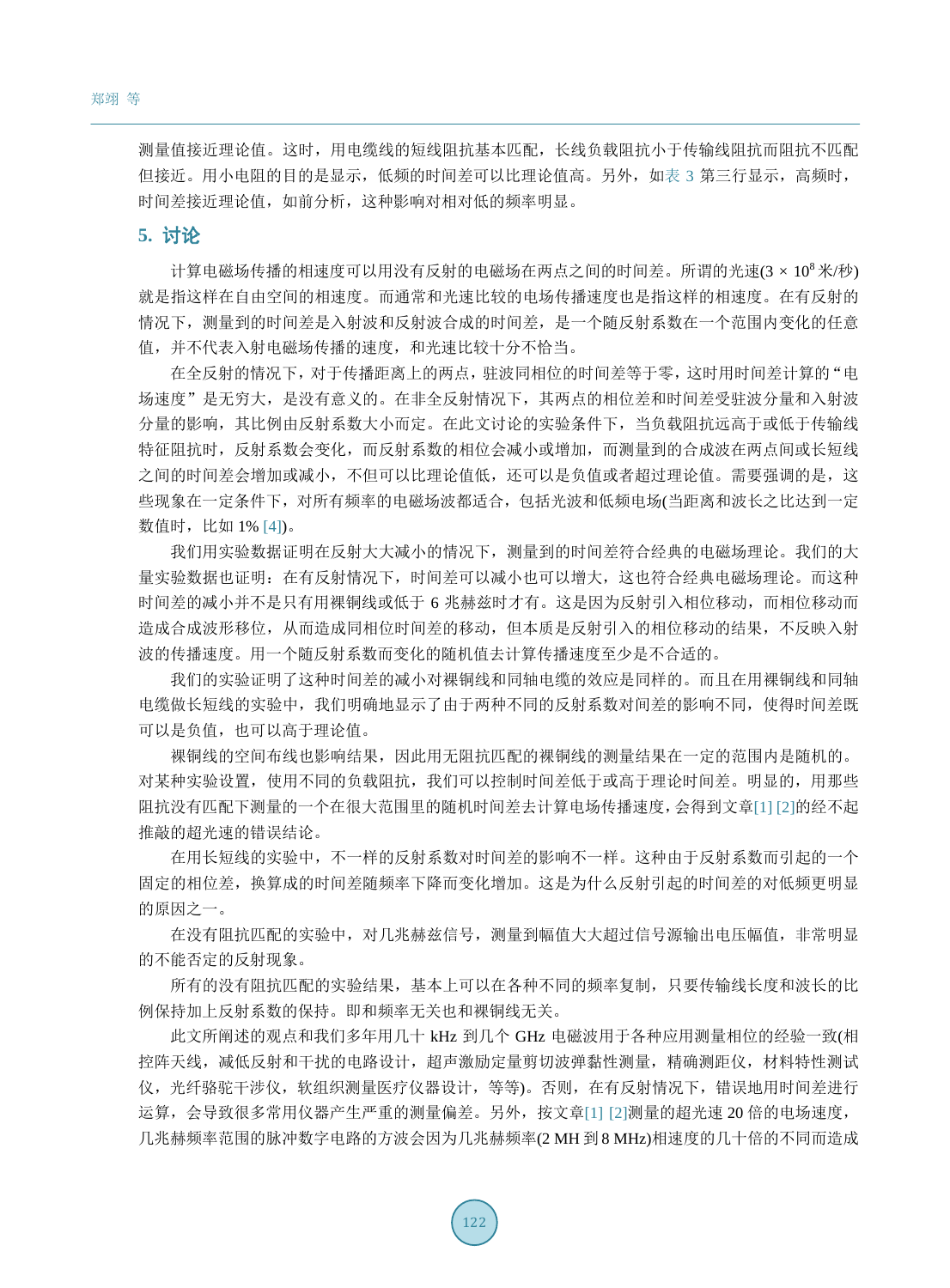测量值接近理论值。这时，用电缆线的短线阻抗基本匹配，长线负载阻抗小于传输线阻抗而阻抗不匹配但接近。用小电阻的目的是显示，低频的时间差可以比理论值高。另外，如表 3 第三行显示，高频时，时间差接近理论值，如前分析，这种影响对相对低的频率明显。

## 5. 讨论

计算电磁场传播的相速度可以用没有反射的电磁场在两点之间的时间差。所谓的光速($3 \times 10^8$ 米/秒)就是指这样在自由空间的相速度。而通常和光速比较的电场传播速度也是指这样的相速度。在有反射的情况下，测量到的时间差是入射波和反射波合成的时间差，是一个随反射系数在一个范围内变化的任意值，并不代表入射电磁场传播的速度，和光速比较十分不恰当。

在全反射的情况下，对于传播距离上的两点，驻波同相位的时间差等于零，这时用时间差计算的“电场速度”是无穷大，是没有意义的。在非全反射情况下，其两点的相位差和时间差受驻波分量和入射波分量的影响，其比例由反射系数大小而定。在此文讨论的实验条件下，当负载阻抗远高于或低于传输线特征阻抗时，反射系数会变化，而反射系数的相位会减小或增加，而测量到的合成波在两点间或长短线之间的时间差会增加或减小，不但可以比理论值低，还可以是负值或者超过理论值。需要强调的是，这些现象在一定条件下，对所有频率的电磁场波都适合，包括光波和低频电场(当距离和波长之比达到一定数值时，比如 1% [4])。

我们用实验数据证明在反射大大减小的情况下，测量到的时间差符合经典的电磁场理论。我们的大量实验数据也证明：在有反射情况下，时间差可以减小也可以增大，这也符合经典电磁场理论。而这种时间差的减小并不是只有用裸铜线或低于 6 兆赫兹时才有。这是因为反射引入相位移动，而相位移动而造成合成波形移位，从而造成同相位时间差的移动，但本质是反射引入的相位移动的结果，不反映入射波的传播速度。用一个随反射系数而变化的随机值去计算传播速度至少是不合适的。

我们的实验证明了这种时间差的减小对裸铜线和同轴电缆的效应是同样的。而且在用裸铜线和同轴电缆做长短线的实验中，我们明确地显示了由于两种不同的反射系数对时间差的影响不同，使得时间差既可以是负值，也可以高于理论值。

裸铜线的空间布线也影响结果，因此用无阻抗匹配的裸铜线的测量结果在一定的范围内是随机的。对某种实验设置，使用不同的负载阻抗，我们可以控制时间差低于或高于理论时间差。明显的，用那些阻抗没有匹配下测量的一个在很大范围里的随机时间差去计算电场传播速度，会得到文章[1] [2]的经不起推敲的超光速的错误结论。

在用长短线的实验中，不一样的反射系数对时间差的影响不一样。这种由于反射系数而引起的一个固定的相位差，换算成的时间差随频率下降而变化增加。这是为什么反射引起的时间差的对低频更明显的原因之一。

在没有阻抗匹配的实验中，对几兆赫兹信号，测量到幅值大大超过信号源输出电压幅值，非常明显的不能否定的反射现象。

所有的没有阻抗匹配的实验结果，基本上可以在各种不同的频率复制，只要传输线长度和波长的比例保持加上反射系数的保持。即和频率无关也和裸铜线无关。

此文所阐述的观点和我们多年用几十 kHz 到几个 GHz 电磁波用于各种应用测量相位的经验一致(相控阵天线，减低反射和干扰的电路设计，超声激励定量剪切波弹黏性测量，精确测距仪，材料特性测试仪，光纤骆驼干涉仪，软组织测量医疗仪器设计，等等)。否则，在有反射情况下，错误地用时间差进行运算，会导致很多常用仪器产生严重的测量偏差。另外，按文章[1] [2]测量的超光速 20 倍的电场速度，几兆赫频率范围的脉冲数字电路的方波会因为几兆赫频率(2 MH 到 8 MHz)相速度的几十倍的不同而造成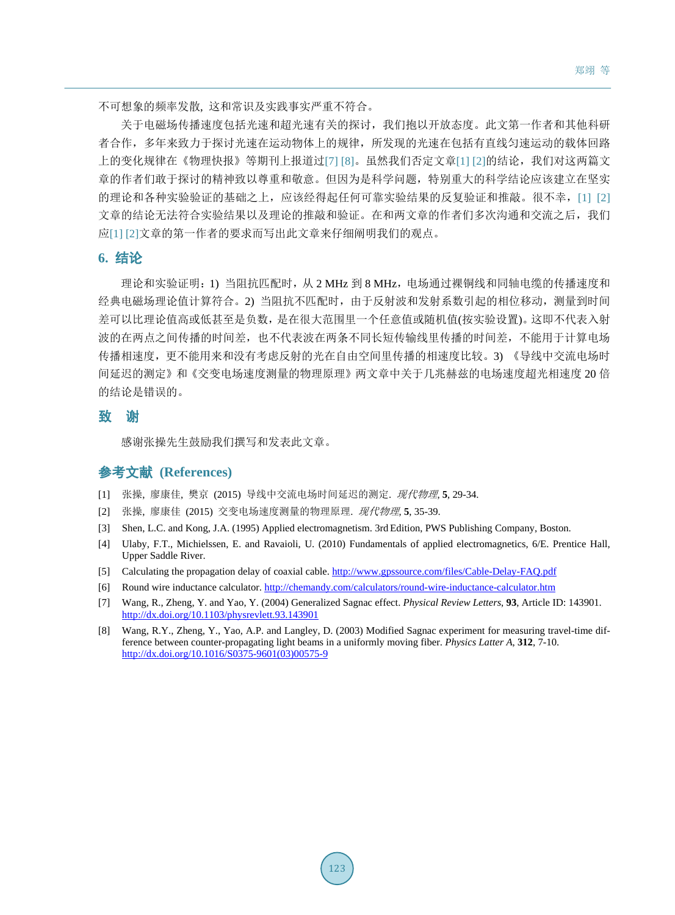不可想象的频率发散，这和常识及实践事实严重不符合。

关于电磁场传播速度包括光速和超光速有关的探讨，我们抱以开放态度。此文第一作者和其他科研者合作，多年来致力于探讨光速在运动物体上的规律，所发现的光速在包括有直线匀速运动的载体回路上的变化规律在《物理快报》等期刊上报道过[7] [8]。虽然我们否定文章[1] [2]的结论，我们对这两篇文章的作者们敢于探讨的精神致以尊重和敬意。但因为是科学问题，特别重大的科学结论应该建立在坚实的理论和各种实验验证的基础之上，应该经得起任何可靠实验结果的反复验证和推敲。很不幸，[1] [2]文章的结论无法符合实验结果以及理论的推敲和验证。在和两文章的作者们多次沟通和交流之后，我们应[1] [2]文章的第一作者的要求而写出此文章来仔细阐明我们的观点。

## 6. 结论

理论和实验证明：1) 当阻抗匹配时，从 2 MHz 到 8 MHz，电场通过裸铜线和同轴电缆的传播速度和经典电磁场理论值计算符合。2) 当阻抗不匹配时，由于反射波和发射系数引起的相位移动，测量到时间差可以比理论值高或低甚至是负数，是在很大范围里一个任意值或随机值(按实验设置)。这即不代表入射波的在两点之间传播的时间差，也不代表波在两条不同长短传输线里传播的时间差，不能用于计算电场传播相速度，更不能用来和没有考虑反射的光在自由空间里传播的相速度比较。3) 《导线中交流电场时间延迟的测定》和《交变电场速度测量的物理原理》两文章中关于几兆赫兹的电场速度超光相速度 20 倍的结论是错误的。

## 致　谢

感谢张操先生鼓励我们撰写和发表此文章。

## 参考文献 (References)

[1] 张操, 廖康佳, 樊京 (2015) 导线中交流电场时间延迟的测定. *现代物理*, **5**, 29-34.

[2] 张操, 廖康佳 (2015) 交变电场速度测量的物理原理. *现代物理*, **5**, 35-39.

[3] Shen, L.C. and Kong, J.A. (1995) Applied electromagnetism. 3rd Edition, PWS Publishing Company, Boston.

[4] Ulaby, F.T., Michielssen, E. and Ravaioli, U. (2010) Fundamentals of applied electromagnetics, 6/E. Prentice Hall, Upper Saddle River.

[5] Calculating the propagation delay of coaxial cable. http://www.gpssource.com/files/Cable-Delay-FAQ.pdf

[6] Round wire inductance calculator. http://chemandy.com/calculators/round-wire-inductance-calculator.htm

[7] Wang, R., Zheng, Y. and Yao, Y. (2004) Generalized Sagnac effect. *Physical Review Letters*, **93**, Article ID: 143901. http://dx.doi.org/10.1103/physrevlett.93.143901

[8] Wang, R.Y., Zheng, Y., Yao, A.P. and Langley, D. (2003) Modified Sagnac experiment for measuring travel-time difference between counter-propagating light beams in a uniformly moving fiber. *Physics Latter A*, **312**, 7-10. http://dx.doi.org/10.1016/S0375-9601(03)00575-9